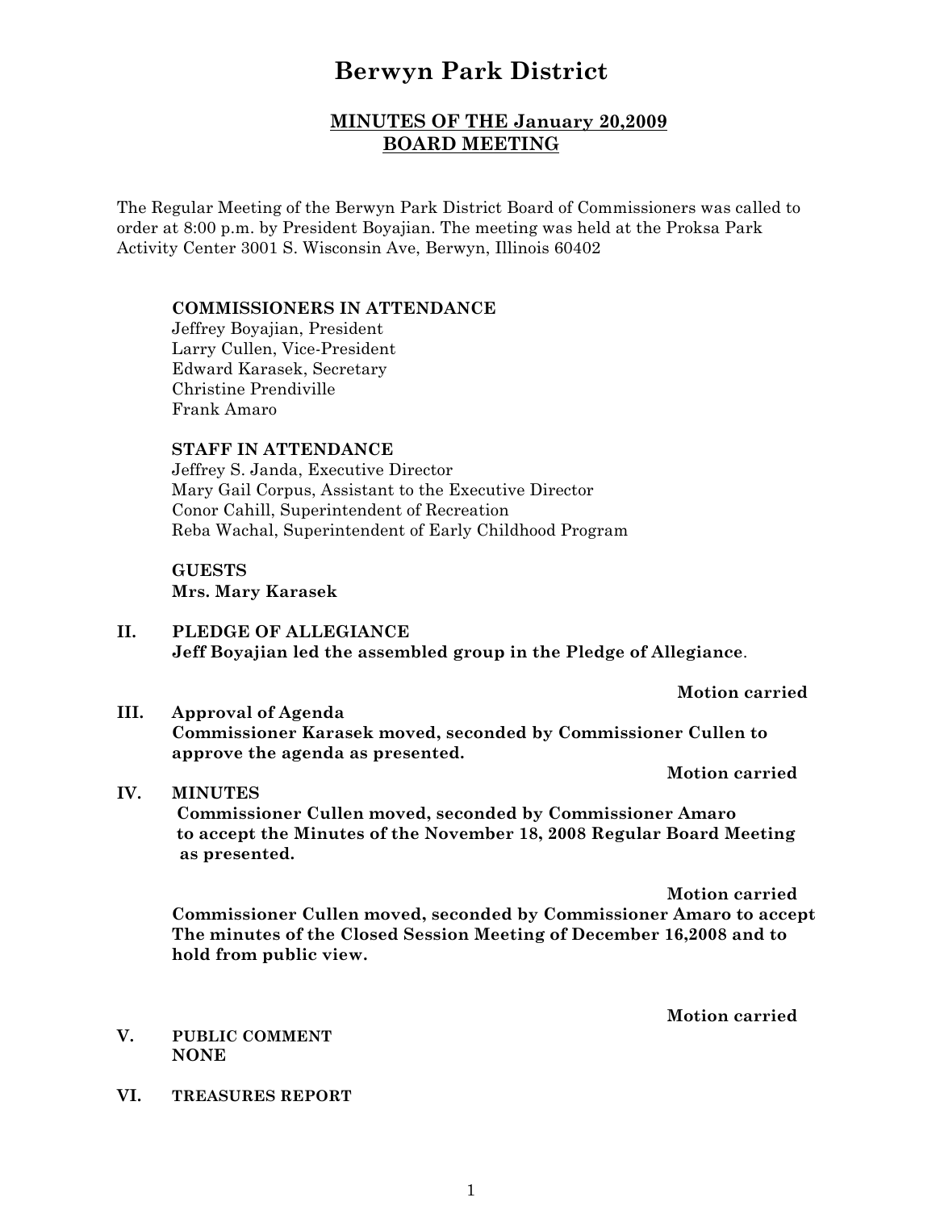# Berwyn Park District

## MINUTES OF THE January 20,2009 BOARD MEETING

The Regular Meeting of the Berwyn Park District Board of Commissioners was called to order at 8:00 p.m. by President Boyajian. The meeting was held at the Proksa Park Activity Center 3001 S. Wisconsin Ave, Berwyn, Illinois 60402

**COMMISSIONERS IN ATTENDANCE**
Jeffrey Boyajian, President
Larry Cullen, Vice-President
Edward Karasek, Secretary
Christine Prendiville
Frank Amaro

**STAFF IN ATTENDANCE**
Jeffrey S. Janda, Executive Director
Mary Gail Corpus, Assistant to the Executive Director
Conor Cahill, Superintendent of Recreation
Reba Wachal, Superintendent of Early Childhood Program

**GUESTS**
**Mrs. Mary Karasek**

**II. PLEDGE OF ALLEGIANCE**
**Jeff Boyajian led the assembled group in the Pledge of Allegiance**.

**Motion carried**

**III. Approval of Agenda**
**Commissioner Karasek moved, seconded by Commissioner Cullen to approve the agenda as presented.**

**Motion carried**

**IV. MINUTES**
**Commissioner Cullen moved, seconded by Commissioner Amaro to accept the Minutes of the November 18, 2008 Regular Board Meeting as presented.**

**Motion carried**

**Commissioner Cullen moved, seconded by Commissioner Amaro to accept The minutes of the Closed Session Meeting of December 16,2008 and to hold from public view.**

**Motion carried**

**V. PUBLIC COMMENT**
**NONE**

**VI. TREASURES REPORT**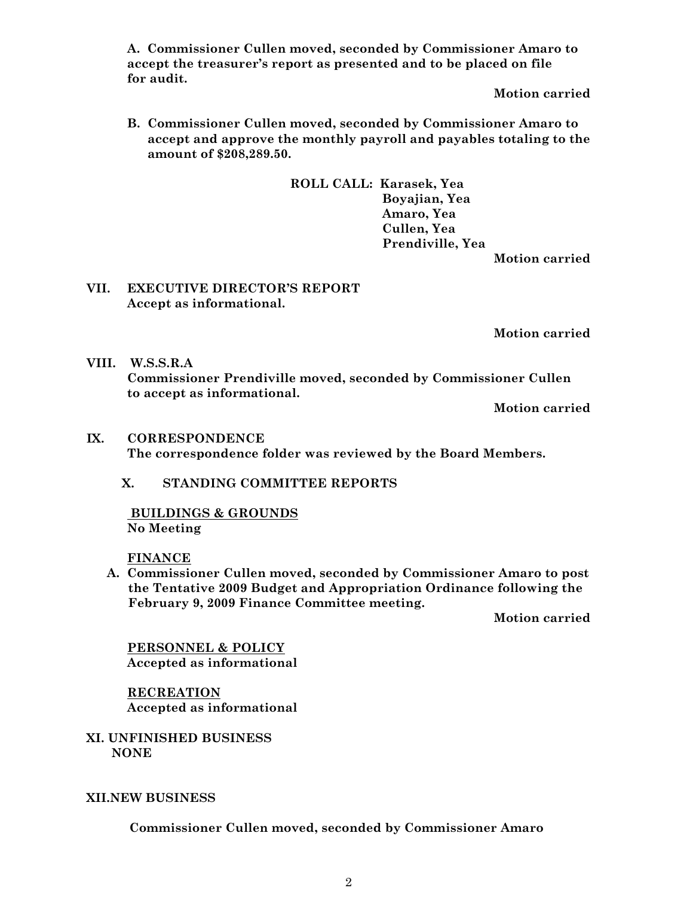**A. Commissioner Cullen moved, seconded by Commissioner Amaro to accept the treasurer's report as presented and to be placed on file for audit.**

**Motion carried**

**B. Commissioner Cullen moved, seconded by Commissioner Amaro to accept and approve the monthly payroll and payables totaling to the amount of $208,289.50.**

**ROLL CALL: Karasek, Yea**
**Boyajian, Yea**
**Amaro, Yea**
**Cullen, Yea**
**Prendiville, Yea**

**Motion carried**

**VII. EXECUTIVE DIRECTOR'S REPORT**
**Accept as informational.**

**Motion carried**

**VIII. W.S.S.R.A**
**Commissioner Prendiville moved, seconded by Commissioner Cullen to accept as informational.**

**Motion carried**

**IX. CORRESPONDENCE**
**The correspondence folder was reviewed by the Board Members.**

**X. STANDING COMMITTEE REPORTS**

**BUILDINGS & GROUNDS**
**No Meeting**

**FINANCE**

**A. Commissioner Cullen moved, seconded by Commissioner Amaro to post the Tentative 2009 Budget and Appropriation Ordinance following the February 9, 2009 Finance Committee meeting.**

**Motion carried**

**PERSONNEL & POLICY**
**Accepted as informational**

**RECREATION**
**Accepted as informational**

**XI. UNFINISHED BUSINESS**
**NONE**

**XII. NEW BUSINESS**

**Commissioner Cullen moved, seconded by Commissioner Amaro**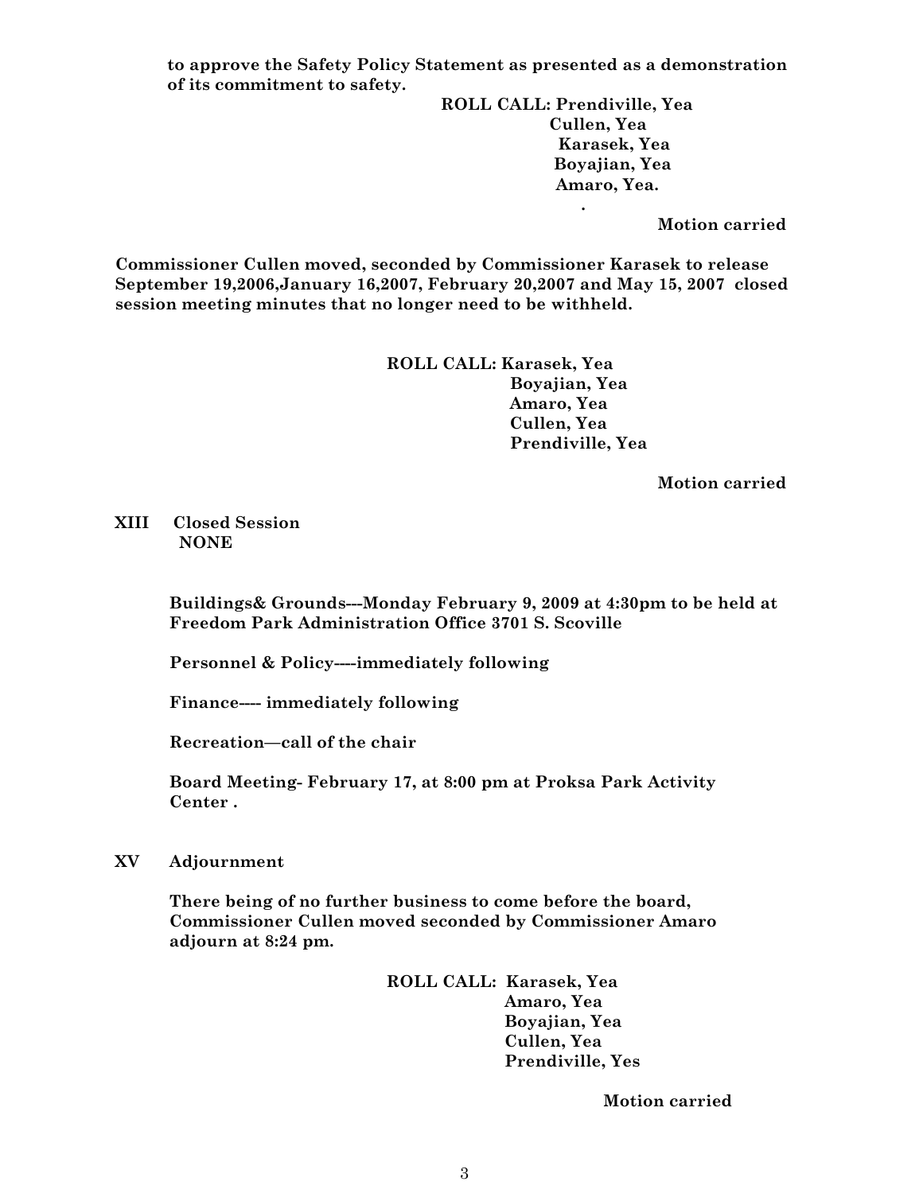**to approve the Safety Policy Statement as presented as a demonstration of its commitment to safety.**

**ROLL CALL: Prendiville, Yea**
**Cullen, Yea**
**Karasek, Yea**
**Boyajian, Yea**
**Amaro, Yea.**

**.**

**Motion carried**

**Commissioner Cullen moved, seconded by Commissioner Karasek to release September 19,2006,January 16,2007, February 20,2007 and May 15, 2007 closed session meeting minutes that no longer need to be withheld.**

**ROLL CALL: Karasek, Yea**
**Boyajian, Yea**
**Amaro, Yea**
**Cullen, Yea**
**Prendiville, Yea**

**Motion carried**

**XIII Closed Session**
**NONE**

**Buildings& Grounds---Monday February 9, 2009 at 4:30pm to be held at Freedom Park Administration Office 3701 S. Scoville**

**Personnel & Policy----immediately following**

**Finance---- immediately following**

**Recreation—call of the chair**

**Board Meeting- February 17, at 8:00 pm at Proksa Park Activity Center .**

**XV Adjournment**

**There being of no further business to come before the board, Commissioner Cullen moved seconded by Commissioner Amaro adjourn at 8:24 pm.**

**ROLL CALL: Karasek, Yea**
**Amaro, Yea**
**Boyajian, Yea**
**Cullen, Yea**
**Prendiville, Yes**

**Motion carried**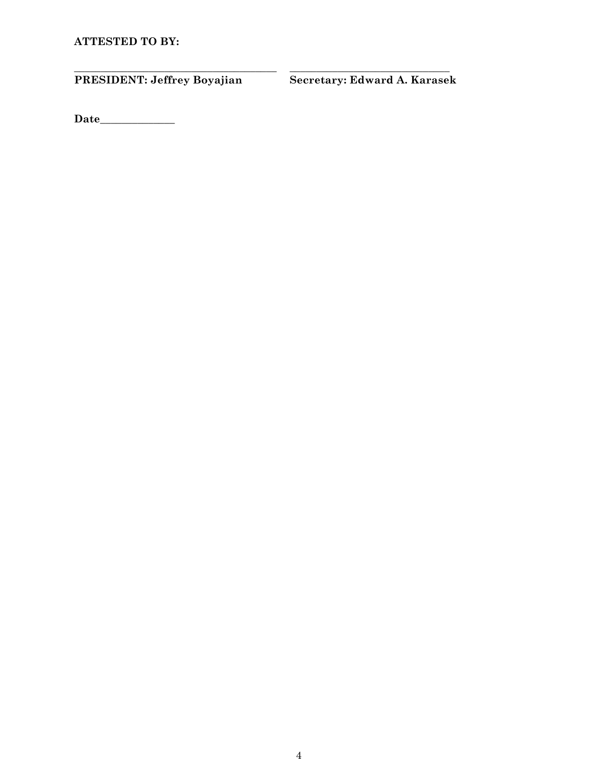**ATTESTED TO BY:**

\_\_\_\_\_\_\_\_\_\_\_\_\_\_\_\_\_\_\_\_\_\_\_\_\_\_\_\_\_\_\_\_\_\_\_\_\_\_\_\_ \_\_\_\_\_\_\_\_\_\_\_\_\_\_\_\_\_\_\_\_\_\_\_\_\_\_\_\_\_\_\_\_

**PRESIDENT: Jeffrey Boyajian** **Secretary: Edward A. Karasek**

**Date\_\_\_\_\_\_\_\_\_\_\_\_\_\_\_**